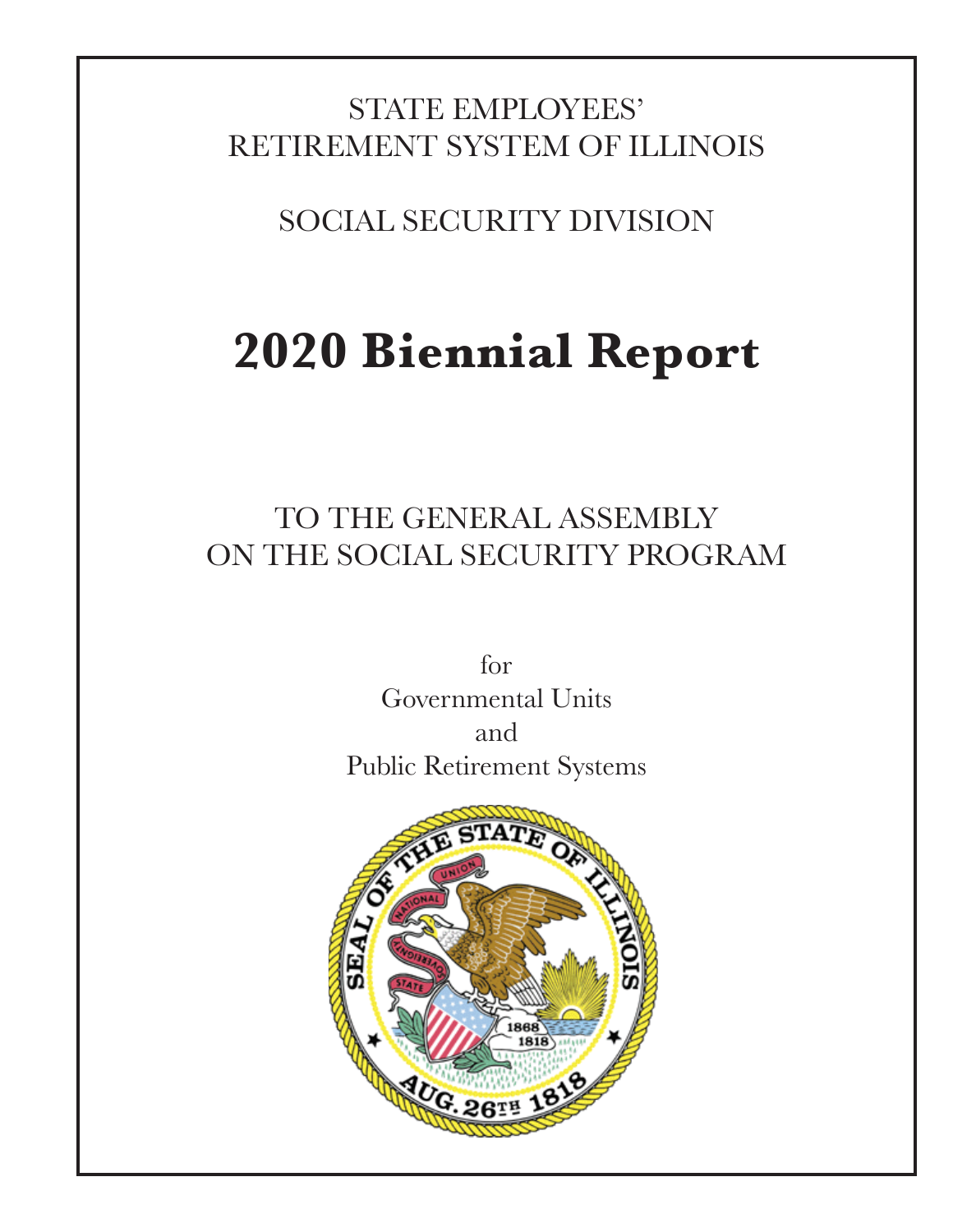STATE EMPLOYEES'
RETIREMENT SYSTEM OF ILLINOIS

SOCIAL SECURITY DIVISION

# 2020 Biennial Report

TO THE GENERAL ASSEMBLY
ON THE SOCIAL SECURITY PROGRAM

for
Governmental Units
and
Public Retirement Systems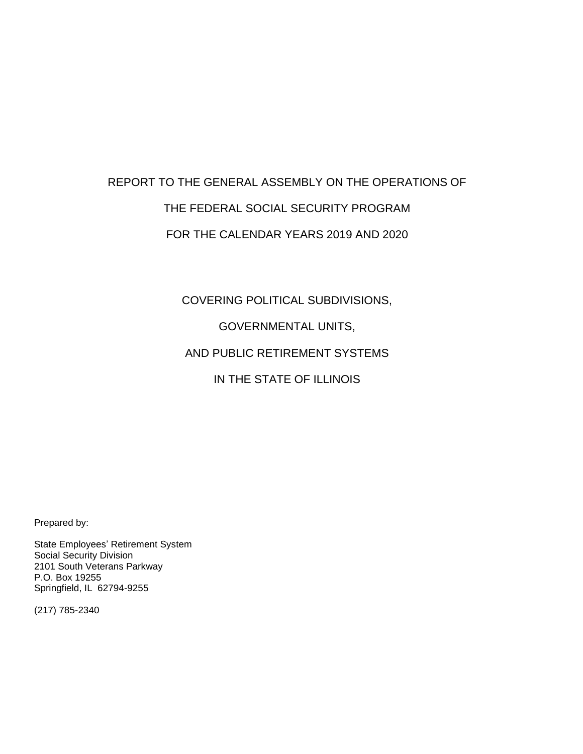# REPORT TO THE GENERAL ASSEMBLY ON THE OPERATIONS OF

# THE FEDERAL SOCIAL SECURITY PROGRAM

# FOR THE CALENDAR YEARS 2019 AND 2020

## COVERING POLITICAL SUBDIVISIONS,

## GOVERNMENTAL UNITS,

## AND PUBLIC RETIREMENT SYSTEMS

## IN THE STATE OF ILLINOIS

Prepared by:

State Employees' Retirement System
Social Security Division
2101 South Veterans Parkway
P.O. Box 19255
Springfield, IL 62794-9255

(217) 785-2340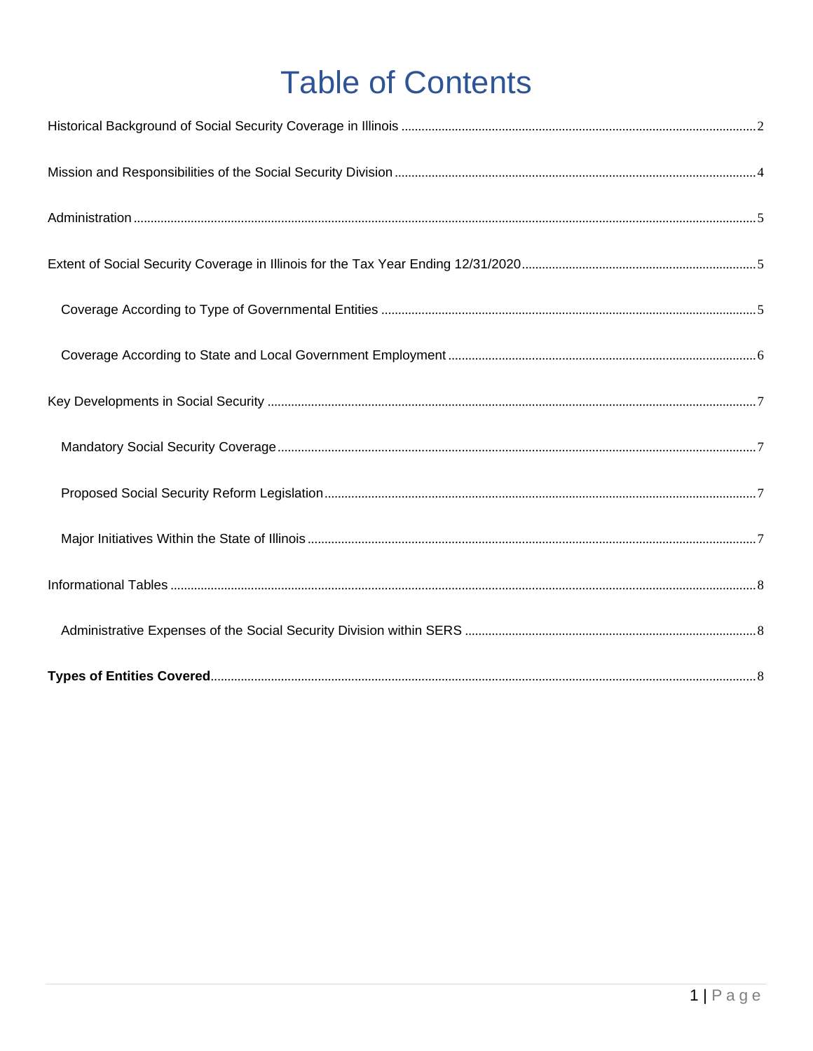# Table of Contents

Historical Background of Social Security Coverage in Illinois ........ 2

Mission and Responsibilities of the Social Security Division ........ 4

Administration ........ 5

Extent of Social Security Coverage in Illinois for the Tax Year Ending 12/31/2020 ........ 5

- Coverage According to Type of Governmental Entities ........ 5
- Coverage According to State and Local Government Employment ........ 6

Key Developments in Social Security ........ 7

- Mandatory Social Security Coverage ........ 7
- Proposed Social Security Reform Legislation ........ 7
- Major Initiatives Within the State of Illinois ........ 7

Informational Tables ........ 8

- Administrative Expenses of the Social Security Division within SERS ........ 8

**Types of Entities Covered** ........ 8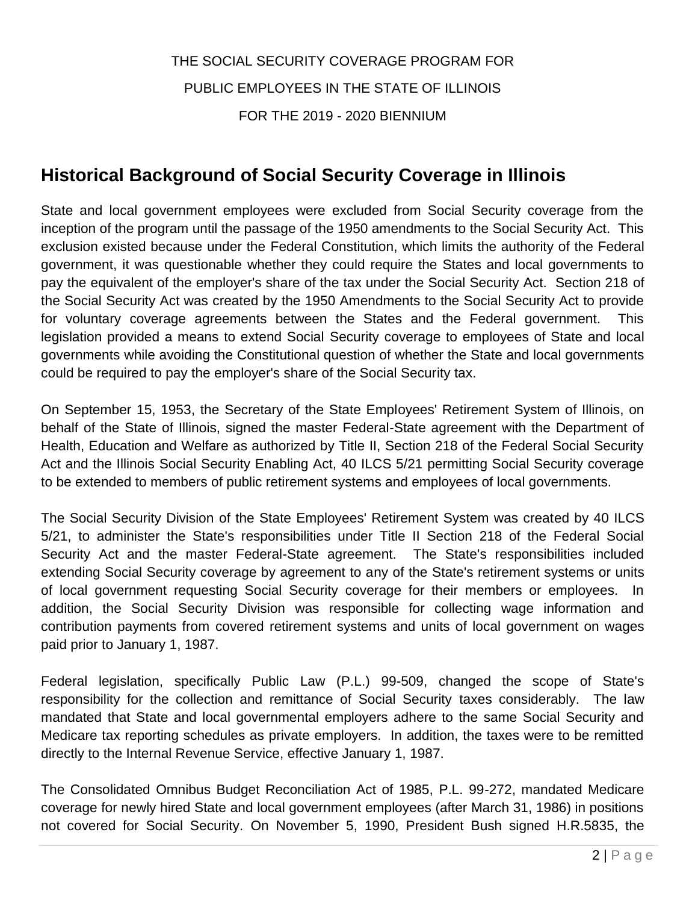THE SOCIAL SECURITY COVERAGE PROGRAM FOR

PUBLIC EMPLOYEES IN THE STATE OF ILLINOIS

FOR THE 2019 - 2020 BIENNIUM

## Historical Background of Social Security Coverage in Illinois

State and local government employees were excluded from Social Security coverage from the inception of the program until the passage of the 1950 amendments to the Social Security Act. This exclusion existed because under the Federal Constitution, which limits the authority of the Federal government, it was questionable whether they could require the States and local governments to pay the equivalent of the employer's share of the tax under the Social Security Act. Section 218 of the Social Security Act was created by the 1950 Amendments to the Social Security Act to provide for voluntary coverage agreements between the States and the Federal government. This legislation provided a means to extend Social Security coverage to employees of State and local governments while avoiding the Constitutional question of whether the State and local governments could be required to pay the employer's share of the Social Security tax.

On September 15, 1953, the Secretary of the State Employees' Retirement System of Illinois, on behalf of the State of Illinois, signed the master Federal-State agreement with the Department of Health, Education and Welfare as authorized by Title II, Section 218 of the Federal Social Security Act and the Illinois Social Security Enabling Act, 40 ILCS 5/21 permitting Social Security coverage to be extended to members of public retirement systems and employees of local governments.

The Social Security Division of the State Employees' Retirement System was created by 40 ILCS 5/21, to administer the State's responsibilities under Title II Section 218 of the Federal Social Security Act and the master Federal-State agreement. The State's responsibilities included extending Social Security coverage by agreement to any of the State's retirement systems or units of local government requesting Social Security coverage for their members or employees. In addition, the Social Security Division was responsible for collecting wage information and contribution payments from covered retirement systems and units of local government on wages paid prior to January 1, 1987.

Federal legislation, specifically Public Law (P.L.) 99-509, changed the scope of State's responsibility for the collection and remittance of Social Security taxes considerably. The law mandated that State and local governmental employers adhere to the same Social Security and Medicare tax reporting schedules as private employers. In addition, the taxes were to be remitted directly to the Internal Revenue Service, effective January 1, 1987.

The Consolidated Omnibus Budget Reconciliation Act of 1985, P.L. 99-272, mandated Medicare coverage for newly hired State and local government employees (after March 31, 1986) in positions not covered for Social Security. On November 5, 1990, President Bush signed H.R.5835, the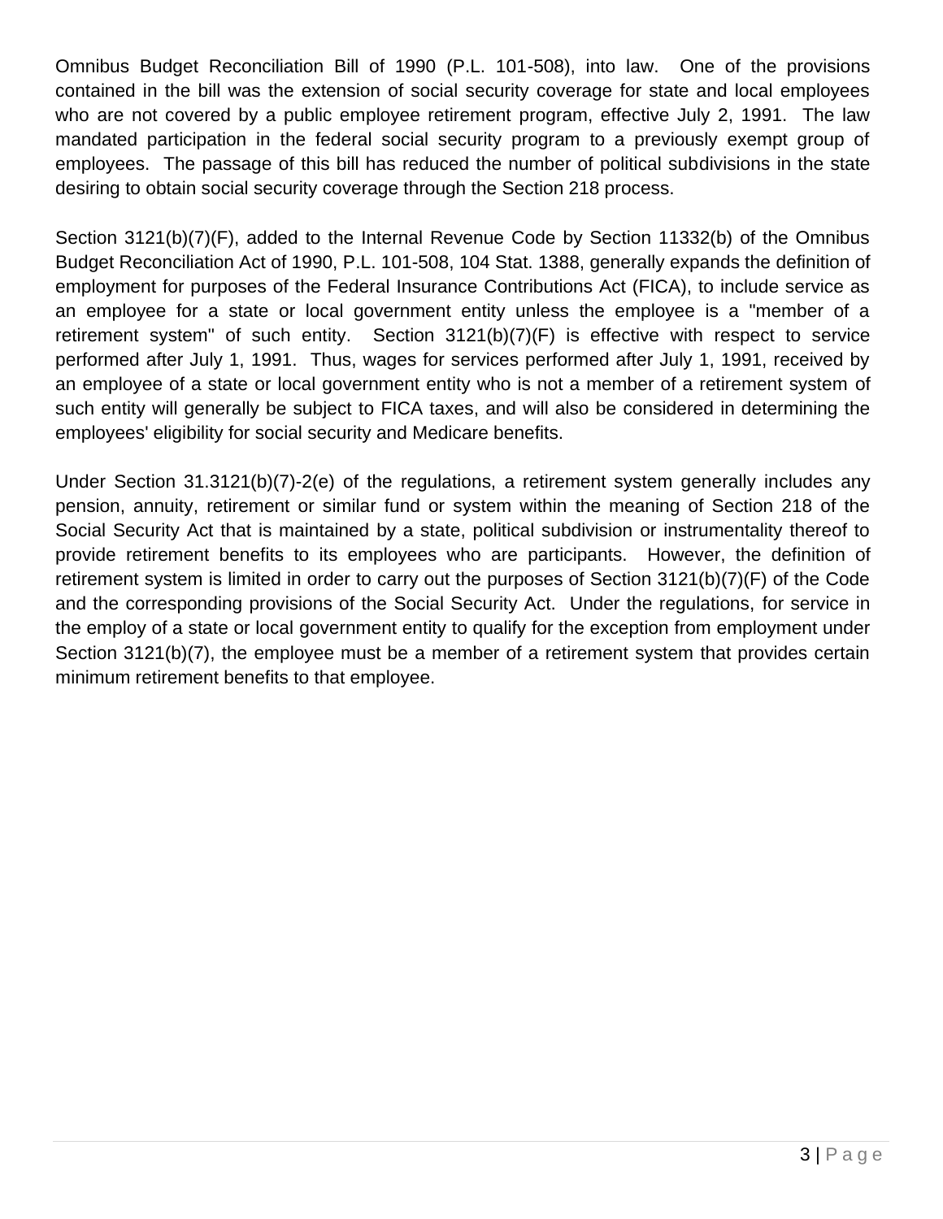Omnibus Budget Reconciliation Bill of 1990 (P.L. 101-508), into law. One of the provisions contained in the bill was the extension of social security coverage for state and local employees who are not covered by a public employee retirement program, effective July 2, 1991. The law mandated participation in the federal social security program to a previously exempt group of employees. The passage of this bill has reduced the number of political subdivisions in the state desiring to obtain social security coverage through the Section 218 process.

Section 3121(b)(7)(F), added to the Internal Revenue Code by Section 11332(b) of the Omnibus Budget Reconciliation Act of 1990, P.L. 101-508, 104 Stat. 1388, generally expands the definition of employment for purposes of the Federal Insurance Contributions Act (FICA), to include service as an employee for a state or local government entity unless the employee is a "member of a retirement system" of such entity. Section 3121(b)(7)(F) is effective with respect to service performed after July 1, 1991. Thus, wages for services performed after July 1, 1991, received by an employee of a state or local government entity who is not a member of a retirement system of such entity will generally be subject to FICA taxes, and will also be considered in determining the employees' eligibility for social security and Medicare benefits.

Under Section 31.3121(b)(7)-2(e) of the regulations, a retirement system generally includes any pension, annuity, retirement or similar fund or system within the meaning of Section 218 of the Social Security Act that is maintained by a state, political subdivision or instrumentality thereof to provide retirement benefits to its employees who are participants. However, the definition of retirement system is limited in order to carry out the purposes of Section 3121(b)(7)(F) of the Code and the corresponding provisions of the Social Security Act. Under the regulations, for service in the employ of a state or local government entity to qualify for the exception from employment under Section 3121(b)(7), the employee must be a member of a retirement system that provides certain minimum retirement benefits to that employee.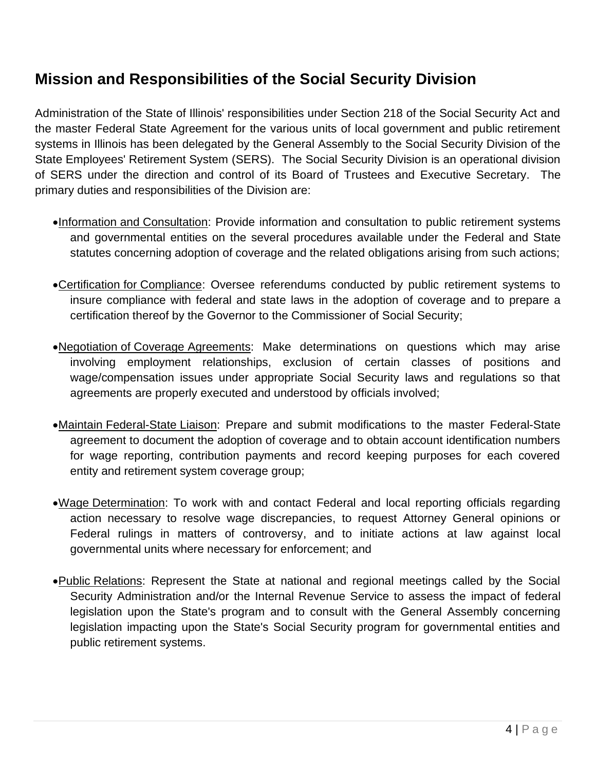## Mission and Responsibilities of the Social Security Division

Administration of the State of Illinois' responsibilities under Section 218 of the Social Security Act and the master Federal State Agreement for the various units of local government and public retirement systems in Illinois has been delegated by the General Assembly to the Social Security Division of the State Employees' Retirement System (SERS). The Social Security Division is an operational division of SERS under the direction and control of its Board of Trustees and Executive Secretary. The primary duties and responsibilities of the Division are:

- Information and Consultation: Provide information and consultation to public retirement systems and governmental entities on the several procedures available under the Federal and State statutes concerning adoption of coverage and the related obligations arising from such actions;

- Certification for Compliance: Oversee referendums conducted by public retirement systems to insure compliance with federal and state laws in the adoption of coverage and to prepare a certification thereof by the Governor to the Commissioner of Social Security;

- Negotiation of Coverage Agreements: Make determinations on questions which may arise involving employment relationships, exclusion of certain classes of positions and wage/compensation issues under appropriate Social Security laws and regulations so that agreements are properly executed and understood by officials involved;

- Maintain Federal-State Liaison: Prepare and submit modifications to the master Federal-State agreement to document the adoption of coverage and to obtain account identification numbers for wage reporting, contribution payments and record keeping purposes for each covered entity and retirement system coverage group;

- Wage Determination: To work with and contact Federal and local reporting officials regarding action necessary to resolve wage discrepancies, to request Attorney General opinions or Federal rulings in matters of controversy, and to initiate actions at law against local governmental units where necessary for enforcement; and

- Public Relations: Represent the State at national and regional meetings called by the Social Security Administration and/or the Internal Revenue Service to assess the impact of federal legislation upon the State's program and to consult with the General Assembly concerning legislation impacting upon the State's Social Security program for governmental entities and public retirement systems.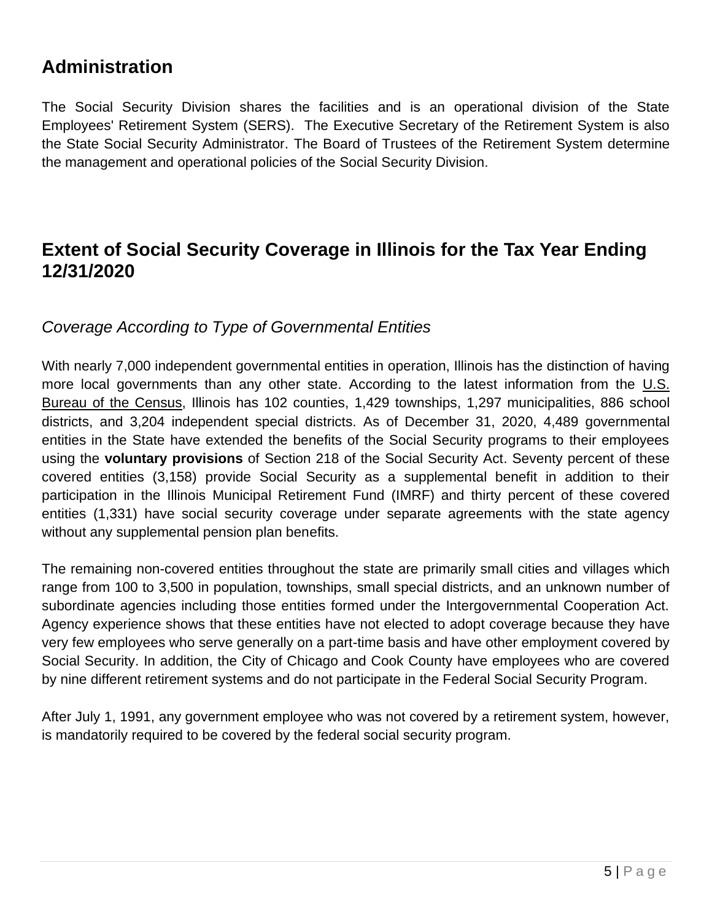## Administration

The Social Security Division shares the facilities and is an operational division of the State Employees' Retirement System (SERS). The Executive Secretary of the Retirement System is also the State Social Security Administrator. The Board of Trustees of the Retirement System determine the management and operational policies of the Social Security Division.

## Extent of Social Security Coverage in Illinois for the Tax Year Ending 12/31/2020

### *Coverage According to Type of Governmental Entities*

With nearly 7,000 independent governmental entities in operation, Illinois has the distinction of having more local governments than any other state. According to the latest information from the U.S. Bureau of the Census, Illinois has 102 counties, 1,429 townships, 1,297 municipalities, 886 school districts, and 3,204 independent special districts. As of December 31, 2020, 4,489 governmental entities in the State have extended the benefits of the Social Security programs to their employees using the **voluntary provisions** of Section 218 of the Social Security Act. Seventy percent of these covered entities (3,158) provide Social Security as a supplemental benefit in addition to their participation in the Illinois Municipal Retirement Fund (IMRF) and thirty percent of these covered entities (1,331) have social security coverage under separate agreements with the state agency without any supplemental pension plan benefits.

The remaining non-covered entities throughout the state are primarily small cities and villages which range from 100 to 3,500 in population, townships, small special districts, and an unknown number of subordinate agencies including those entities formed under the Intergovernmental Cooperation Act. Agency experience shows that these entities have not elected to adopt coverage because they have very few employees who serve generally on a part-time basis and have other employment covered by Social Security. In addition, the City of Chicago and Cook County have employees who are covered by nine different retirement systems and do not participate in the Federal Social Security Program.

After July 1, 1991, any government employee who was not covered by a retirement system, however, is mandatorily required to be covered by the federal social security program.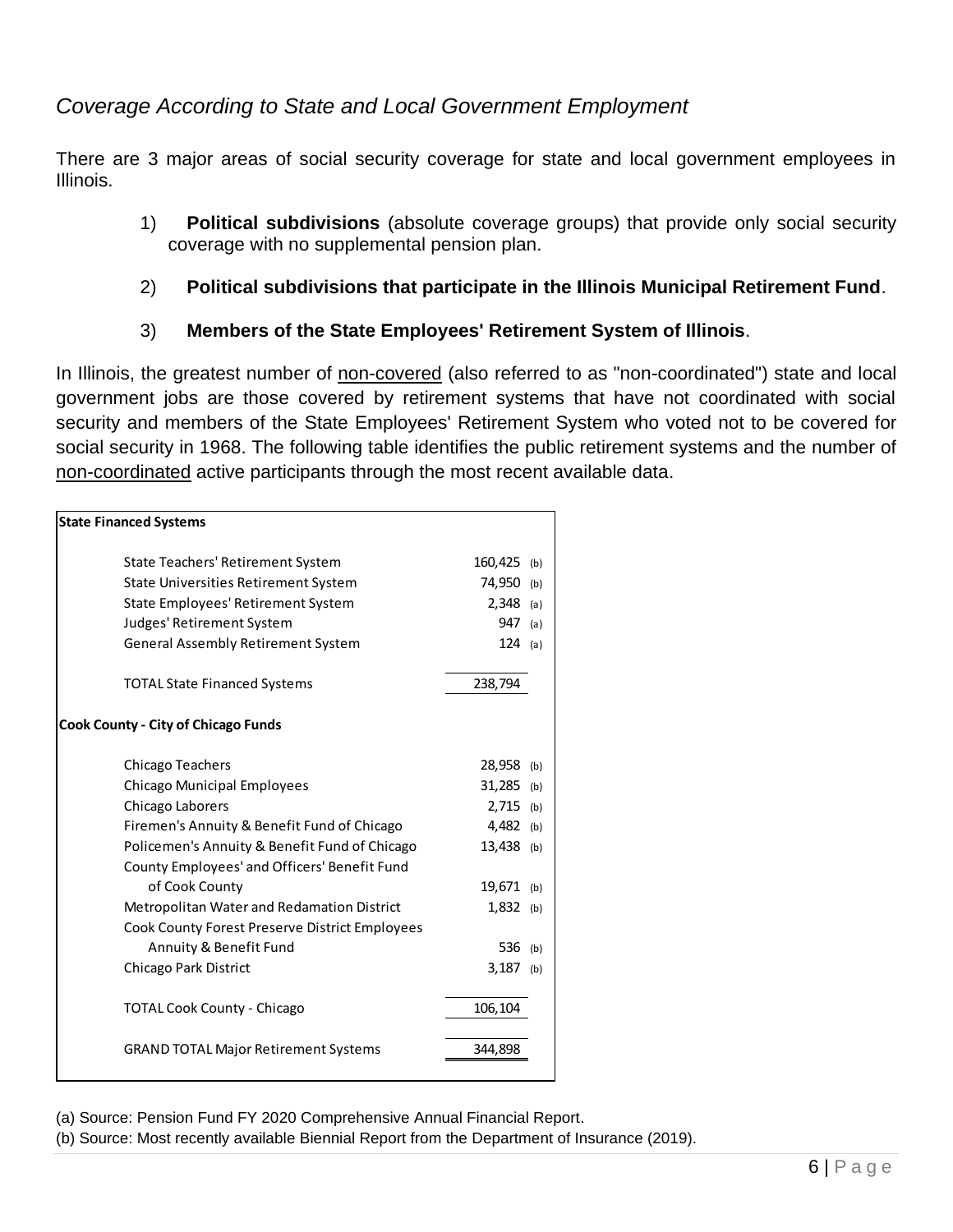## *Coverage According to State and Local Government Employment*

There are 3 major areas of social security coverage for state and local government employees in Illinois.

1) **Political subdivisions** (absolute coverage groups) that provide only social security coverage with no supplemental pension plan.

2) **Political subdivisions that participate in the Illinois Municipal Retirement Fund**.

3) **Members of the State Employees' Retirement System of Illinois**.

In Illinois, the greatest number of non-covered (also referred to as "non-coordinated") state and local government jobs are those covered by retirement systems that have not coordinated with social security and members of the State Employees' Retirement System who voted not to be covered for social security in 1968. The following table identifies the public retirement systems and the number of non-coordinated active participants through the most recent available data.

| | | |
|---|---|---|
| **State Financed Systems** | | |
| State Teachers' Retirement System | 160,425 | (b) |
| State Universities Retirement System | 74,950 | (b) |
| State Employees' Retirement System | 2,348 | (a) |
| Judges' Retirement System | 947 | (a) |
| General Assembly Retirement System | 124 | (a) |
| TOTAL State Financed Systems | 238,794 | |
| **Cook County - City of Chicago Funds** | | |
| Chicago Teachers | 28,958 | (b) |
| Chicago Municipal Employees | 31,285 | (b) |
| Chicago Laborers | 2,715 | (b) |
| Firemen's Annuity & Benefit Fund of Chicago | 4,482 | (b) |
| Policemen's Annuity & Benefit Fund of Chicago | 13,438 | (b) |
| County Employees' and Officers' Benefit Fund of Cook County | 19,671 | (b) |
| Metropolitan Water and Redamation District | 1,832 | (b) |
| Cook County Forest Preserve District Employees Annuity & Benefit Fund | 536 | (b) |
| Chicago Park District | 3,187 | (b) |
| TOTAL Cook County - Chicago | 106,104 | |
| GRAND TOTAL Major Retirement Systems | 344,898 | |

(a) Source: Pension Fund FY 2020 Comprehensive Annual Financial Report.

(b) Source: Most recently available Biennial Report from the Department of Insurance (2019).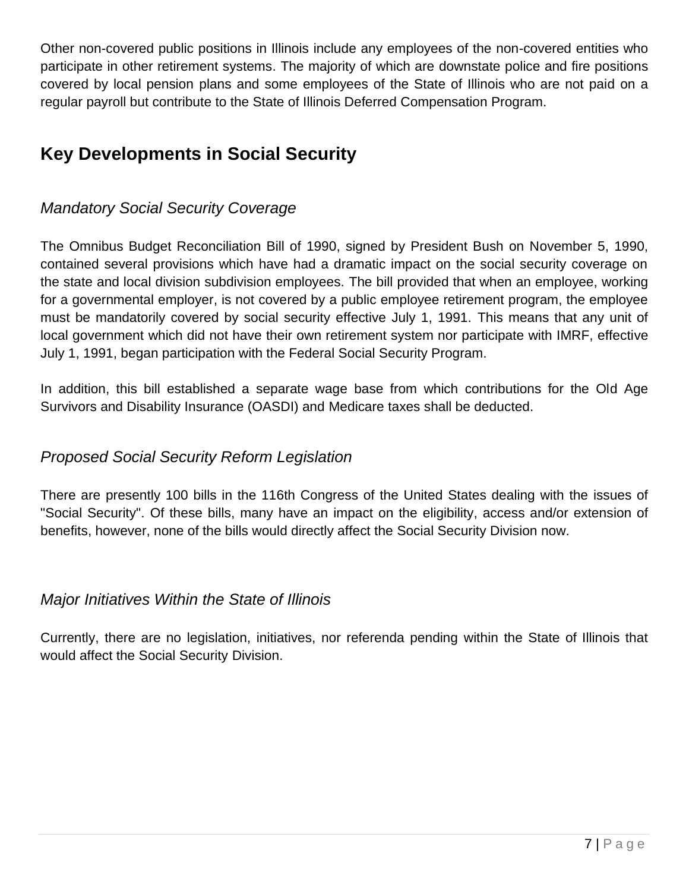Other non-covered public positions in Illinois include any employees of the non-covered entities who participate in other retirement systems. The majority of which are downstate police and fire positions covered by local pension plans and some employees of the State of Illinois who are not paid on a regular payroll but contribute to the State of Illinois Deferred Compensation Program.

## Key Developments in Social Security

### *Mandatory Social Security Coverage*

The Omnibus Budget Reconciliation Bill of 1990, signed by President Bush on November 5, 1990, contained several provisions which have had a dramatic impact on the social security coverage on the state and local division subdivision employees. The bill provided that when an employee, working for a governmental employer, is not covered by a public employee retirement program, the employee must be mandatorily covered by social security effective July 1, 1991. This means that any unit of local government which did not have their own retirement system nor participate with IMRF, effective July 1, 1991, began participation with the Federal Social Security Program.

In addition, this bill established a separate wage base from which contributions for the Old Age Survivors and Disability Insurance (OASDI) and Medicare taxes shall be deducted.

### *Proposed Social Security Reform Legislation*

There are presently 100 bills in the 116th Congress of the United States dealing with the issues of "Social Security". Of these bills, many have an impact on the eligibility, access and/or extension of benefits, however, none of the bills would directly affect the Social Security Division now.

### *Major Initiatives Within the State of Illinois*

Currently, there are no legislation, initiatives, nor referenda pending within the State of Illinois that would affect the Social Security Division.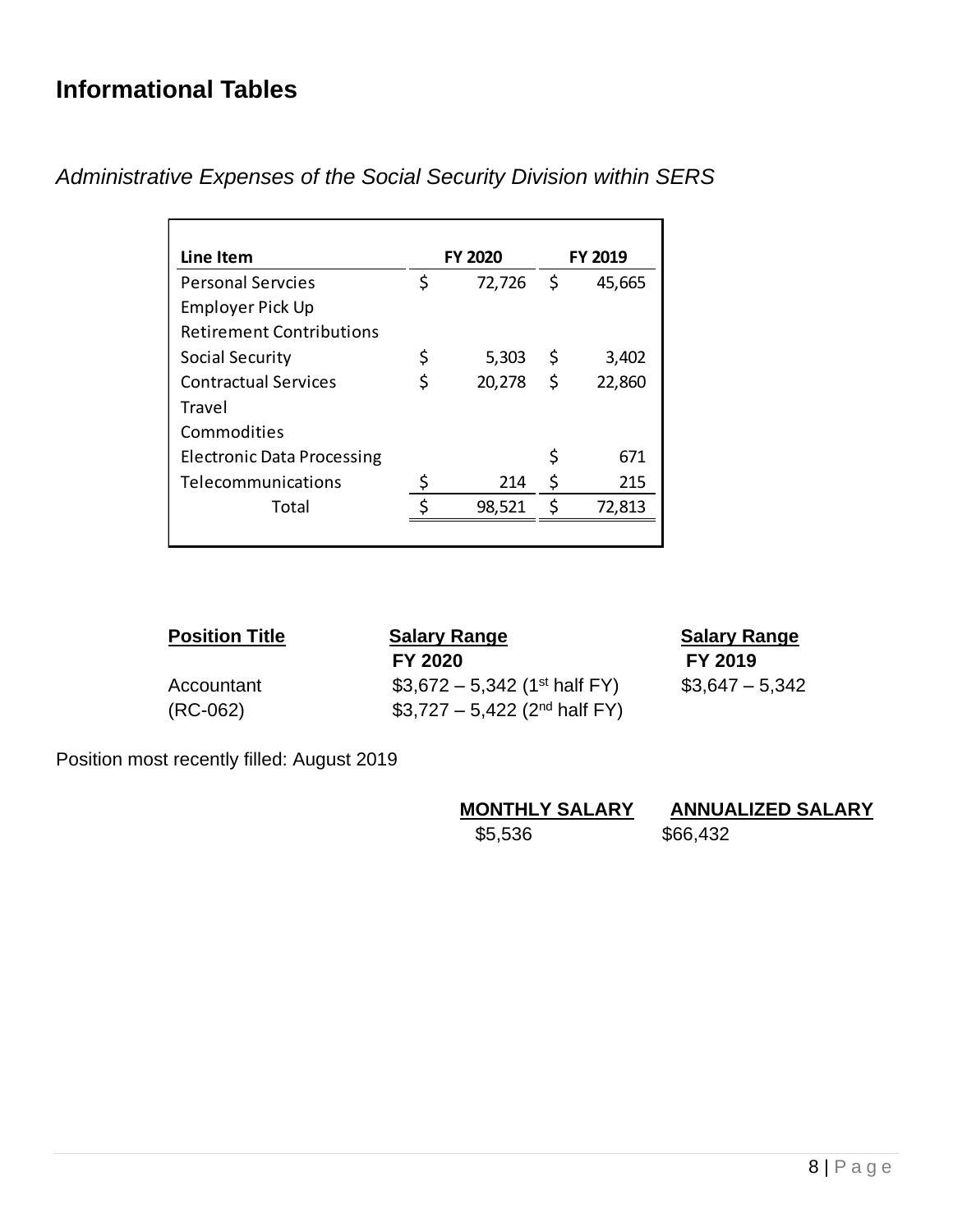## Informational Tables

*Administrative Expenses of the Social Security Division within SERS*

| Line Item | FY 2020 | FY 2019 |
|---|---|---|
| Personal Servcies | $ 72,726 | $ 45,665 |
| Employer Pick Up | | |
| Retirement Contributions | | |
| Social Security | $ 5,303 | $ 3,402 |
| Contractual Services | $ 20,278 | $ 22,860 |
| Travel | | |
| Commodities | | |
| Electronic Data Processing | | $ 671 |
| Telecommunications | $ 214 | $ 215 |
| Total | $ 98,521 | $ 72,813 |

| Position Title | Salary Range FY 2020 | Salary Range FY 2019 |
|---|---|---|
| Accountant (RC-062) | \$3,672 – 5,342 (1st half FY) <br> \$3,727 – 5,422 (2nd half FY) | \$3,647 – 5,342 |

Position most recently filled: August 2019

| MONTHLY SALARY | ANNUALIZED SALARY |
|---|---|
| \$5,536 | \$66,432 |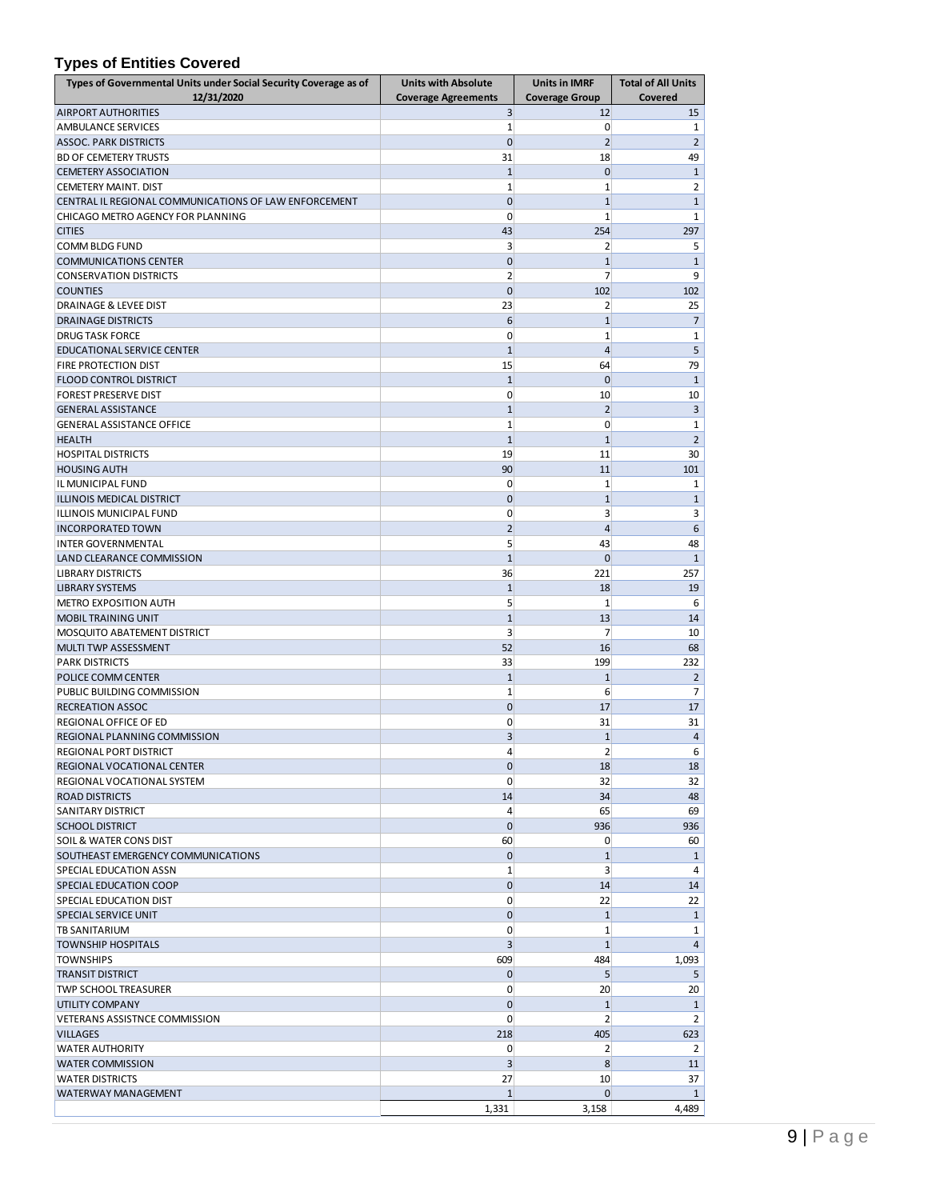### Types of Entities Covered

| Types of Governmental Units under Social Security Coverage as of 12/31/2020 | Units with Absolute Coverage Agreements | Units in IMRF Coverage Group | Total of All Units Covered |
|---|---|---|---|
| AIRPORT AUTHORITIES | 3 | 12 | 15 |
| AMBULANCE SERVICES | 1 | 0 | 1 |
| ASSOC. PARK DISTRICTS | 0 | 2 | 2 |
| BD OF CEMETERY TRUSTS | 31 | 18 | 49 |
| CEMETERY ASSOCIATION | 1 | 0 | 1 |
| CEMETERY MAINT. DIST | 1 | 1 | 2 |
| CENTRAL IL REGIONAL COMMUNICATIONS OF LAW ENFORCEMENT | 0 | 1 | 1 |
| CHICAGO METRO AGENCY FOR PLANNING | 0 | 1 | 1 |
| CITIES | 43 | 254 | 297 |
| COMM BLDG FUND | 3 | 2 | 5 |
| COMMUNICATIONS CENTER | 0 | 1 | 1 |
| CONSERVATION DISTRICTS | 2 | 7 | 9 |
| COUNTIES | 0 | 102 | 102 |
| DRAINAGE & LEVEE DIST | 23 | 2 | 25 |
| DRAINAGE DISTRICTS | 6 | 1 | 7 |
| DRUG TASK FORCE | 0 | 1 | 1 |
| EDUCATIONAL SERVICE CENTER | 1 | 4 | 5 |
| FIRE PROTECTION DIST | 15 | 64 | 79 |
| FLOOD CONTROL DISTRICT | 1 | 0 | 1 |
| FOREST PRESERVE DIST | 0 | 10 | 10 |
| GENERAL ASSISTANCE | 1 | 2 | 3 |
| GENERAL ASSISTANCE OFFICE | 1 | 0 | 1 |
| HEALTH | 1 | 1 | 2 |
| HOSPITAL DISTRICTS | 19 | 11 | 30 |
| HOUSING AUTH | 90 | 11 | 101 |
| IL MUNICIPAL FUND | 0 | 1 | 1 |
| ILLINOIS MEDICAL DISTRICT | 0 | 1 | 1 |
| ILLINOIS MUNICIPAL FUND | 0 | 3 | 3 |
| INCORPORATED TOWN | 2 | 4 | 6 |
| INTER GOVERNMENTAL | 5 | 43 | 48 |
| LAND CLEARANCE COMMISSION | 1 | 0 | 1 |
| LIBRARY DISTRICTS | 36 | 221 | 257 |
| LIBRARY SYSTEMS | 1 | 18 | 19 |
| METRO EXPOSITION AUTH | 5 | 1 | 6 |
| MOBIL TRAINING UNIT | 1 | 13 | 14 |
| MOSQUITO ABATEMENT DISTRICT | 3 | 7 | 10 |
| MULTI TWP ASSESSMENT | 52 | 16 | 68 |
| PARK DISTRICTS | 33 | 199 | 232 |
| POLICE COMM CENTER | 1 | 1 | 2 |
| PUBLIC BUILDING COMMISSION | 1 | 6 | 7 |
| RECREATION ASSOC | 0 | 17 | 17 |
| REGIONAL OFFICE OF ED | 0 | 31 | 31 |
| REGIONAL PLANNING COMMISSION | 3 | 1 | 4 |
| REGIONAL PORT DISTRICT | 4 | 2 | 6 |
| REGIONAL VOCATIONAL CENTER | 0 | 18 | 18 |
| REGIONAL VOCATIONAL SYSTEM | 0 | 32 | 32 |
| ROAD DISTRICTS | 14 | 34 | 48 |
| SANITARY DISTRICT | 4 | 65 | 69 |
| SCHOOL DISTRICT | 0 | 936 | 936 |
| SOIL & WATER CONS DIST | 60 | 0 | 60 |
| SOUTHEAST EMERGENCY COMMUNICATIONS | 0 | 1 | 1 |
| SPECIAL EDUCATION ASSN | 1 | 3 | 4 |
| SPECIAL EDUCATION COOP | 0 | 14 | 14 |
| SPECIAL EDUCATION DIST | 0 | 22 | 22 |
| SPECIAL SERVICE UNIT | 0 | 1 | 1 |
| TB SANITARIUM | 0 | 1 | 1 |
| TOWNSHIP HOSPITALS | 3 | 1 | 4 |
| TOWNSHIPS | 609 | 484 | 1,093 |
| TRANSIT DISTRICT | 0 | 5 | 5 |
| TWP SCHOOL TREASURER | 0 | 20 | 20 |
| UTILITY COMPANY | 0 | 1 | 1 |
| VETERANS ASSISTNCE COMMISSION | 0 | 2 | 2 |
| VILLAGES | 218 | 405 | 623 |
| WATER AUTHORITY | 0 | 2 | 2 |
| WATER COMMISSION | 3 | 8 | 11 |
| WATER DISTRICTS | 27 | 10 | 37 |
| WATERWAY MANAGEMENT | 1 | 0 | 1 |
| | 1,331 | 3,158 | 4,489 |